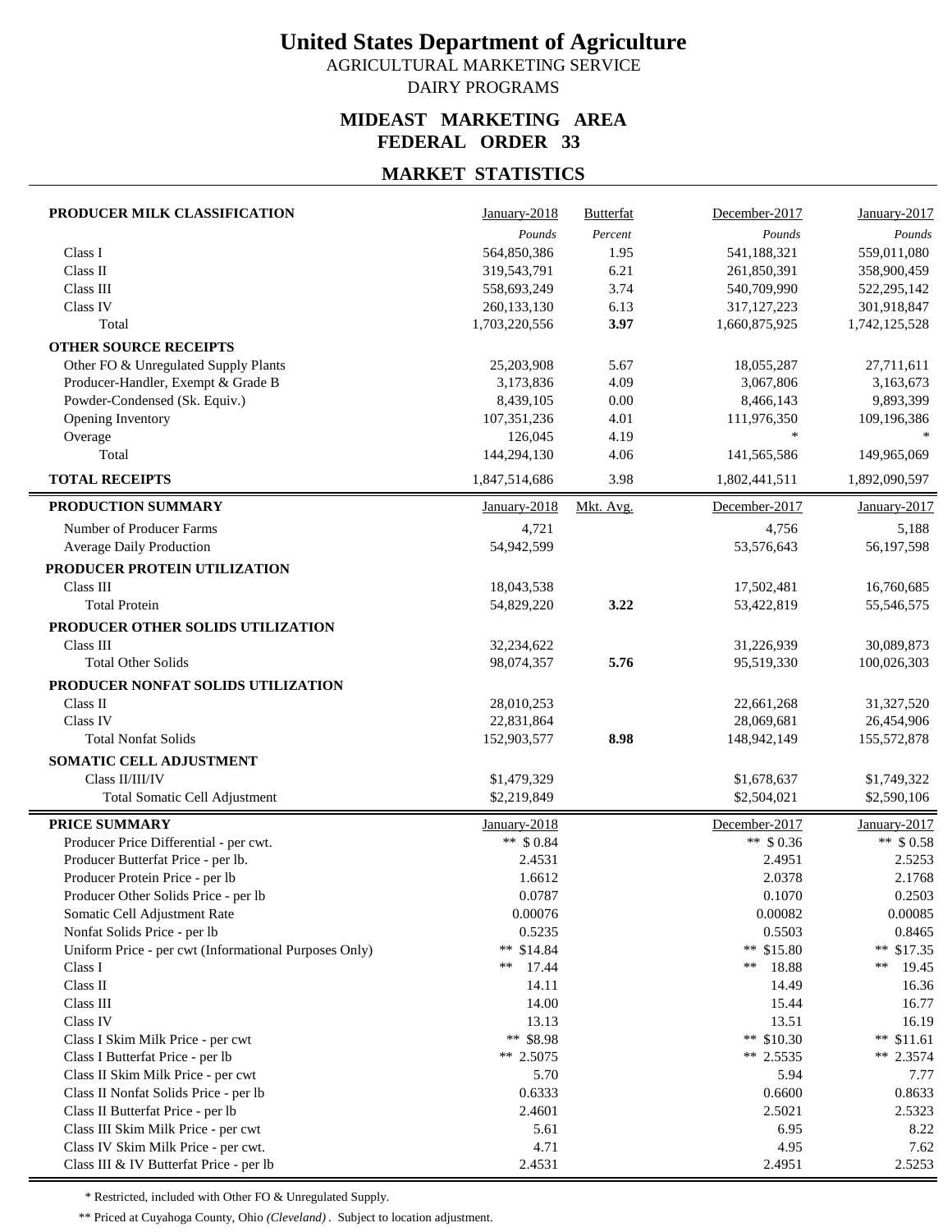# United States Department of Agriculture

AGRICULTURAL MARKETING SERVICE

DAIRY PROGRAMS

## MIDEAST MARKETING AREA
## FEDERAL ORDER 33

## MARKET STATISTICS

| PRODUCER MILK CLASSIFICATION | January-2018 | Butterfat | December-2017 | January-2017 |
|---|---|---|---|---|
| | *Pounds* | *Percent* | *Pounds* | *Pounds* |
| Class I | 564,850,386 | 1.95 | 541,188,321 | 559,011,080 |
| Class II | 319,543,791 | 6.21 | 261,850,391 | 358,900,459 |
| Class III | 558,693,249 | 3.74 | 540,709,990 | 522,295,142 |
| Class IV | 260,133,130 | 6.13 | 317,127,223 | 301,918,847 |
| Total | 1,703,220,556 | **3.97** | 1,660,875,925 | 1,742,125,528 |
| **OTHER SOURCE RECEIPTS** | | | | |
| Other FO & Unregulated Supply Plants | 25,203,908 | 5.67 | 18,055,287 | 27,711,611 |
| Producer-Handler, Exempt & Grade B | 3,173,836 | 4.09 | 3,067,806 | 3,163,673 |
| Powder-Condensed (Sk. Equiv.) | 8,439,105 | 0.00 | 8,466,143 | 9,893,399 |
| Opening Inventory | 107,351,236 | 4.01 | 111,976,350 | 109,196,386 |
| Overage | 126,045 | 4.19 | * | * |
| Total | 144,294,130 | 4.06 | 141,565,586 | 149,965,069 |
| **TOTAL RECEIPTS** | 1,847,514,686 | 3.98 | 1,802,441,511 | 1,892,090,597 |

| PRODUCTION SUMMARY | January-2018 | Mkt. Avg. | December-2017 | January-2017 |
|---|---|---|---|---|
| Number of Producer Farms | 4,721 | | 4,756 | 5,188 |
| Average Daily Production | 54,942,599 | | 53,576,643 | 56,197,598 |
| **PRODUCER PROTEIN UTILIZATION** | | | | |
| Class III | 18,043,538 | | 17,502,481 | 16,760,685 |
| Total Protein | 54,829,220 | **3.22** | 53,422,819 | 55,546,575 |
| **PRODUCER OTHER SOLIDS UTILIZATION** | | | | |
| Class III | 32,234,622 | | 31,226,939 | 30,089,873 |
| Total Other Solids | 98,074,357 | **5.76** | 95,519,330 | 100,026,303 |
| **PRODUCER NONFAT SOLIDS UTILIZATION** | | | | |
| Class II | 28,010,253 | | 22,661,268 | 31,327,520 |
| Class IV | 22,831,864 | | 28,069,681 | 26,454,906 |
| Total Nonfat Solids | 152,903,577 | **8.98** | 148,942,149 | 155,572,878 |
| **SOMATIC CELL ADJUSTMENT** | | | | |
| Class II/III/IV | $1,479,329 | | $1,678,637 | $1,749,322 |
| Total Somatic Cell Adjustment | $2,219,849 | | $2,504,021 | $2,590,106 |

| PRICE SUMMARY | January-2018 | December-2017 | January-2017 |
|---|---|---|---|
| Producer Price Differential - per cwt. | ** $ 0.84 | ** $ 0.36 | ** $ 0.58 |
| Producer Butterfat Price - per lb. | 2.4531 | 2.4951 | 2.5253 |
| Producer Protein Price - per lb | 1.6612 | 2.0378 | 2.1768 |
| Producer Other Solids Price - per lb | 0.0787 | 0.1070 | 0.2503 |
| Somatic Cell Adjustment Rate | 0.00076 | 0.00082 | 0.00085 |
| Nonfat Solids Price - per lb | 0.5235 | 0.5503 | 0.8465 |
| Uniform Price - per cwt (Informational Purposes Only) | ** $14.84 | ** $15.80 | ** $17.35 |
| Class I | ** 17.44 | ** 18.88 | ** 19.45 |
| Class II | 14.11 | 14.49 | 16.36 |
| Class III | 14.00 | 15.44 | 16.77 |
| Class IV | 13.13 | 13.51 | 16.19 |
| Class I Skim Milk Price - per cwt | ** $8.98 | ** $10.30 | ** $11.61 |
| Class I Butterfat Price - per lb | ** 2.5075 | ** 2.5535 | ** 2.3574 |
| Class II Skim Milk Price - per cwt | 5.70 | 5.94 | 7.77 |
| Class II Nonfat Solids Price - per lb | 0.6333 | 0.6600 | 0.8633 |
| Class II Butterfat Price - per lb | 2.4601 | 2.5021 | 2.5323 |
| Class III Skim Milk Price - per cwt | 5.61 | 6.95 | 8.22 |
| Class IV Skim Milk Price - per cwt. | 4.71 | 4.95 | 7.62 |
| Class III & IV Butterfat Price - per lb | 2.4531 | 2.4951 | 2.5253 |

\* Restricted, included with Other FO & Unregulated Supply.

\*\* Priced at Cuyahoga County, Ohio *(Cleveland)*. Subject to location adjustment.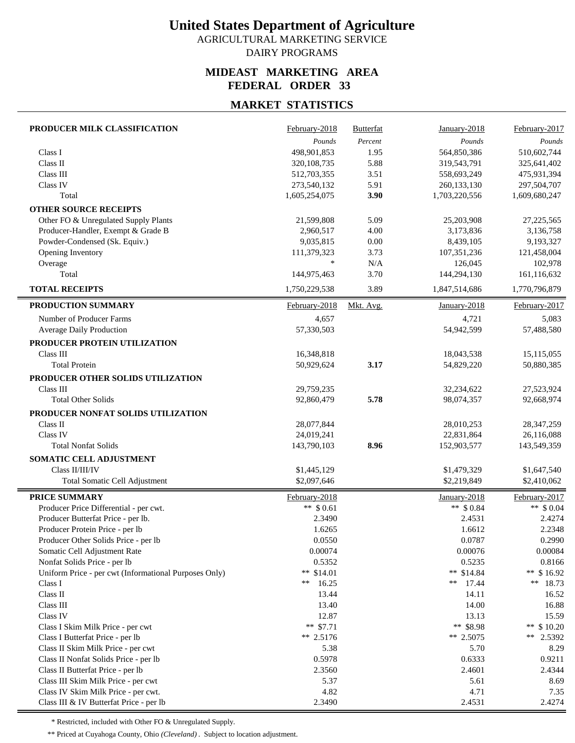# United States Department of Agriculture

AGRICULTURAL MARKETING SERVICE

DAIRY PROGRAMS

## MIDEAST MARKETING AREA
## FEDERAL ORDER 33

## MARKET STATISTICS

| PRODUCER MILK CLASSIFICATION | February-2018 | Butterfat | January-2018 | February-2017 |
|---|---|---|---|---|
| | *Pounds* | *Percent* | *Pounds* | *Pounds* |
| Class I | 498,901,853 | 1.95 | 564,850,386 | 510,602,744 |
| Class II | 320,108,735 | 5.88 | 319,543,791 | 325,641,402 |
| Class III | 512,703,355 | 3.51 | 558,693,249 | 475,931,394 |
| Class IV | 273,540,132 | 5.91 | 260,133,130 | 297,504,707 |
| Total | 1,605,254,075 | **3.90** | 1,703,220,556 | 1,609,680,247 |
| **OTHER SOURCE RECEIPTS** | | | | |
| Other FO & Unregulated Supply Plants | 21,599,808 | 5.09 | 25,203,908 | 27,225,565 |
| Producer-Handler, Exempt & Grade B | 2,960,517 | 4.00 | 3,173,836 | 3,136,758 |
| Powder-Condensed (Sk. Equiv.) | 9,035,815 | 0.00 | 8,439,105 | 9,193,327 |
| Opening Inventory | 111,379,323 | 3.73 | 107,351,236 | 121,458,004 |
| Overage | * | N/A | 126,045 | 102,978 |
| Total | 144,975,463 | 3.70 | 144,294,130 | 161,116,632 |
| **TOTAL RECEIPTS** | 1,750,229,538 | 3.89 | 1,847,514,686 | 1,770,796,879 |

| PRODUCTION SUMMARY | February-2018 | Mkt. Avg. | January-2018 | February-2017 |
|---|---|---|---|---|
| Number of Producer Farms | 4,657 | | 4,721 | 5,083 |
| Average Daily Production | 57,330,503 | | 54,942,599 | 57,488,580 |
| **PRODUCER PROTEIN UTILIZATION** | | | | |
| Class III | 16,348,818 | | 18,043,538 | 15,115,055 |
| Total Protein | 50,929,624 | **3.17** | 54,829,220 | 50,880,385 |
| **PRODUCER OTHER SOLIDS UTILIZATION** | | | | |
| Class III | 29,759,235 | | 32,234,622 | 27,523,924 |
| Total Other Solids | 92,860,479 | **5.78** | 98,074,357 | 92,668,974 |
| **PRODUCER NONFAT SOLIDS UTILIZATION** | | | | |
| Class II | 28,077,844 | | 28,010,253 | 28,347,259 |
| Class IV | 24,019,241 | | 22,831,864 | 26,116,088 |
| Total Nonfat Solids | 143,790,103 | **8.96** | 152,903,577 | 143,549,359 |
| **SOMATIC CELL ADJUSTMENT** | | | | |
| Class II/III/IV | $1,445,129 | | $1,479,329 | $1,647,540 |
| Total Somatic Cell Adjustment | $2,097,646 | | $2,219,849 | $2,410,062 |

| PRICE SUMMARY | February-2018 | January-2018 | February-2017 |
|---|---|---|---|
| Producer Price Differential - per cwt. | ** $ 0.61 | ** $ 0.84 | ** $ 0.04 |
| Producer Butterfat Price - per lb. | 2.3490 | 2.4531 | 2.4274 |
| Producer Protein Price - per lb | 1.6265 | 1.6612 | 2.2348 |
| Producer Other Solids Price - per lb | 0.0550 | 0.0787 | 0.2990 |
| Somatic Cell Adjustment Rate | 0.00074 | 0.00076 | 0.00084 |
| Nonfat Solids Price - per lb | 0.5352 | 0.5235 | 0.8166 |
| Uniform Price - per cwt (Informational Purposes Only) | ** $14.01 | ** $14.84 | ** $ 16.92 |
| Class I | ** 16.25 | ** 17.44 | ** 18.73 |
| Class II | 13.44 | 14.11 | 16.52 |
| Class III | 13.40 | 14.00 | 16.88 |
| Class IV | 12.87 | 13.13 | 15.59 |
| Class I Skim Milk Price - per cwt | ** $7.71 | ** $8.98 | ** $ 10.20 |
| Class I Butterfat Price - per lb | ** 2.5176 | ** 2.5075 | ** 2.5392 |
| Class II Skim Milk Price - per cwt | 5.38 | 5.70 | 8.29 |
| Class II Nonfat Solids Price - per lb | 0.5978 | 0.6333 | 0.9211 |
| Class II Butterfat Price - per lb | 2.3560 | 2.4601 | 2.4344 |
| Class III Skim Milk Price - per cwt | 5.37 | 5.61 | 8.69 |
| Class IV Skim Milk Price - per cwt. | 4.82 | 4.71 | 7.35 |
| Class III & IV Butterfat Price - per lb | 2.3490 | 2.4531 | 2.4274 |

\* Restricted, included with Other FO & Unregulated Supply.

** Priced at Cuyahoga County, Ohio *(Cleveland)*. Subject to location adjustment.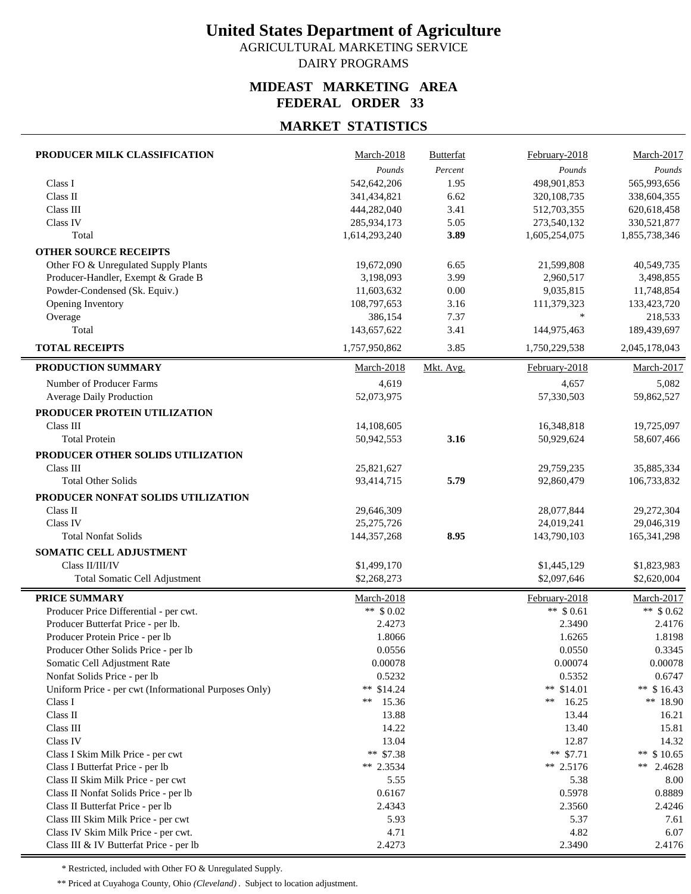# United States Department of Agriculture

AGRICULTURAL MARKETING SERVICE

DAIRY PROGRAMS

## MIDEAST MARKETING AREA
## FEDERAL ORDER 33

## MARKET STATISTICS

| PRODUCER MILK CLASSIFICATION | March-2018 | Butterfat | February-2018 | March-2017 |
|---|---|---|---|---|
| | *Pounds* | *Percent* | *Pounds* | *Pounds* |
| Class I | 542,642,206 | 1.95 | 498,901,853 | 565,993,656 |
| Class II | 341,434,821 | 6.62 | 320,108,735 | 338,604,355 |
| Class III | 444,282,040 | 3.41 | 512,703,355 | 620,618,458 |
| Class IV | 285,934,173 | 5.05 | 273,540,132 | 330,521,877 |
| Total | 1,614,293,240 | **3.89** | 1,605,254,075 | 1,855,738,346 |
| **OTHER SOURCE RECEIPTS** | | | | |
| Other FO & Unregulated Supply Plants | 19,672,090 | 6.65 | 21,599,808 | 40,549,735 |
| Producer-Handler, Exempt & Grade B | 3,198,093 | 3.99 | 2,960,517 | 3,498,855 |
| Powder-Condensed (Sk. Equiv.) | 11,603,632 | 0.00 | 9,035,815 | 11,748,854 |
| Opening Inventory | 108,797,653 | 3.16 | 111,379,323 | 133,423,720 |
| Overage | 386,154 | 7.37 | * | 218,533 |
| Total | 143,657,622 | 3.41 | 144,975,463 | 189,439,697 |
| **TOTAL RECEIPTS** | 1,757,950,862 | 3.85 | 1,750,229,538 | 2,045,178,043 |

| PRODUCTION SUMMARY | March-2018 | Mkt. Avg. | February-2018 | March-2017 |
|---|---|---|---|---|
| Number of Producer Farms | 4,619 | | 4,657 | 5,082 |
| Average Daily Production | 52,073,975 | | 57,330,503 | 59,862,527 |
| **PRODUCER PROTEIN UTILIZATION** | | | | |
| Class III | 14,108,605 | | 16,348,818 | 19,725,097 |
| Total Protein | 50,942,553 | **3.16** | 50,929,624 | 58,607,466 |
| **PRODUCER OTHER SOLIDS UTILIZATION** | | | | |
| Class III | 25,821,627 | | 29,759,235 | 35,885,334 |
| Total Other Solids | 93,414,715 | **5.79** | 92,860,479 | 106,733,832 |
| **PRODUCER NONFAT SOLIDS UTILIZATION** | | | | |
| Class II | 29,646,309 | | 28,077,844 | 29,272,304 |
| Class IV | 25,275,726 | | 24,019,241 | 29,046,319 |
| Total Nonfat Solids | 144,357,268 | **8.95** | 143,790,103 | 165,341,298 |
| **SOMATIC CELL ADJUSTMENT** | | | | |
| Class II/III/IV | $1,499,170 | | $1,445,129 | $1,823,983 |
| Total Somatic Cell Adjustment | $2,268,273 | | $2,097,646 | $2,620,004 |

| PRICE SUMMARY | March-2018 | February-2018 | March-2017 |
|---|---|---|---|
| Producer Price Differential - per cwt. | ** $ 0.02 | ** $ 0.61 | ** $ 0.62 |
| Producer Butterfat Price - per lb. | 2.4273 | 2.3490 | 2.4176 |
| Producer Protein Price - per lb | 1.8066 | 1.6265 | 1.8198 |
| Producer Other Solids Price - per lb | 0.0556 | 0.0550 | 0.3345 |
| Somatic Cell Adjustment Rate | 0.00078 | 0.00074 | 0.00078 |
| Nonfat Solids Price - per lb | 0.5232 | 0.5352 | 0.6747 |
| Uniform Price - per cwt (Informational Purposes Only) | ** $14.24 | ** $14.01 | ** $ 16.43 |
| Class I | ** 15.36 | ** 16.25 | ** 18.90 |
| Class II | 13.88 | 13.44 | 16.21 |
| Class III | 14.22 | 13.40 | 15.81 |
| Class IV | 13.04 | 12.87 | 14.32 |
| Class I Skim Milk Price - per cwt | ** $7.38 | ** $7.71 | ** $ 10.65 |
| Class I Butterfat Price - per lb | ** 2.3534 | ** 2.5176 | ** 2.4628 |
| Class II Skim Milk Price - per cwt | 5.55 | 5.38 | 8.00 |
| Class II Nonfat Solids Price - per lb | 0.6167 | 0.5978 | 0.8889 |
| Class II Butterfat Price - per lb | 2.4343 | 2.3560 | 2.4246 |
| Class III Skim Milk Price - per cwt | 5.93 | 5.37 | 7.61 |
| Class IV Skim Milk Price - per cwt. | 4.71 | 4.82 | 6.07 |
| Class III & IV Butterfat Price - per lb | 2.4273 | 2.3490 | 2.4176 |

\* Restricted, included with Other FO & Unregulated Supply.

\** Priced at Cuyahoga County, Ohio *(Cleveland)*. Subject to location adjustment.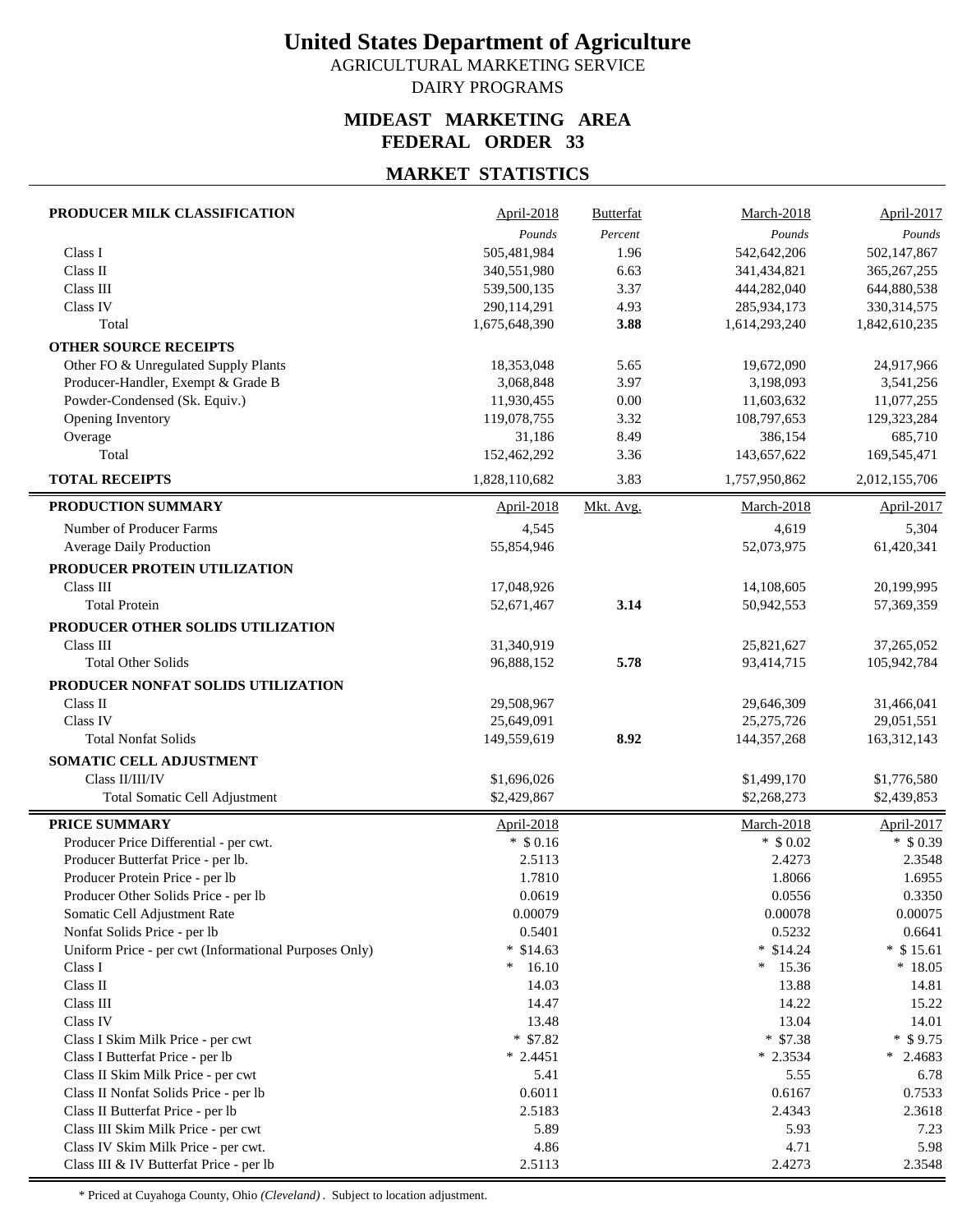# United States Department of Agriculture

AGRICULTURAL MARKETING SERVICE

DAIRY PROGRAMS

## MIDEAST MARKETING AREA
## FEDERAL ORDER 33

## MARKET STATISTICS

| PRODUCER MILK CLASSIFICATION | April-2018 | Butterfat | March-2018 | April-2017 |
|---|---|---|---|---|
| | *Pounds* | *Percent* | *Pounds* | *Pounds* |
| Class I | 505,481,984 | 1.96 | 542,642,206 | 502,147,867 |
| Class II | 340,551,980 | 6.63 | 341,434,821 | 365,267,255 |
| Class III | 539,500,135 | 3.37 | 444,282,040 | 644,880,538 |
| Class IV | 290,114,291 | 4.93 | 285,934,173 | 330,314,575 |
| Total | 1,675,648,390 | **3.88** | 1,614,293,240 | 1,842,610,235 |
| **OTHER SOURCE RECEIPTS** | | | | |
| Other FO & Unregulated Supply Plants | 18,353,048 | 5.65 | 19,672,090 | 24,917,966 |
| Producer-Handler, Exempt & Grade B | 3,068,848 | 3.97 | 3,198,093 | 3,541,256 |
| Powder-Condensed (Sk. Equiv.) | 11,930,455 | 0.00 | 11,603,632 | 11,077,255 |
| Opening Inventory | 119,078,755 | 3.32 | 108,797,653 | 129,323,284 |
| Overage | 31,186 | 8.49 | 386,154 | 685,710 |
| Total | 152,462,292 | 3.36 | 143,657,622 | 169,545,471 |
| **TOTAL RECEIPTS** | 1,828,110,682 | 3.83 | 1,757,950,862 | 2,012,155,706 |

| PRODUCTION SUMMARY | April-2018 | Mkt. Avg. | March-2018 | April-2017 |
|---|---|---|---|---|
| Number of Producer Farms | 4,545 | | 4,619 | 5,304 |
| Average Daily Production | 55,854,946 | | 52,073,975 | 61,420,341 |
| **PRODUCER PROTEIN UTILIZATION** | | | | |
| Class III | 17,048,926 | | 14,108,605 | 20,199,995 |
| Total Protein | 52,671,467 | **3.14** | 50,942,553 | 57,369,359 |
| **PRODUCER OTHER SOLIDS UTILIZATION** | | | | |
| Class III | 31,340,919 | | 25,821,627 | 37,265,052 |
| Total Other Solids | 96,888,152 | **5.78** | 93,414,715 | 105,942,784 |
| **PRODUCER NONFAT SOLIDS UTILIZATION** | | | | |
| Class II | 29,508,967 | | 29,646,309 | 31,466,041 |
| Class IV | 25,649,091 | | 25,275,726 | 29,051,551 |
| Total Nonfat Solids | 149,559,619 | **8.92** | 144,357,268 | 163,312,143 |
| **SOMATIC CELL ADJUSTMENT** | | | | |
| Class II/III/IV | $1,696,026 | | $1,499,170 | $1,776,580 |
| Total Somatic Cell Adjustment | $2,429,867 | | $2,268,273 | $2,439,853 |

| PRICE SUMMARY | April-2018 | March-2018 | April-2017 |
|---|---|---|---|
| Producer Price Differential - per cwt. | * $ 0.16 | * $ 0.02 | * $ 0.39 |
| Producer Butterfat Price - per lb. | 2.5113 | 2.4273 | 2.3548 |
| Producer Protein Price - per lb | 1.7810 | 1.8066 | 1.6955 |
| Producer Other Solids Price - per lb | 0.0619 | 0.0556 | 0.3350 |
| Somatic Cell Adjustment Rate | 0.00079 | 0.00078 | 0.00075 |
| Nonfat Solids Price - per lb | 0.5401 | 0.5232 | 0.6641 |
| Uniform Price - per cwt (Informational Purposes Only) | * $14.63 | * $14.24 | * $ 15.61 |
| Class I | * 16.10 | * 15.36 | * 18.05 |
| Class II | 14.03 | 13.88 | 14.81 |
| Class III | 14.47 | 14.22 | 15.22 |
| Class IV | 13.48 | 13.04 | 14.01 |
| Class I Skim Milk Price - per cwt | * $7.82 | * $7.38 | * $ 9.75 |
| Class I Butterfat Price - per lb | * 2.4451 | * 2.3534 | * 2.4683 |
| Class II Skim Milk Price - per cwt | 5.41 | 5.55 | 6.78 |
| Class II Nonfat Solids Price - per lb | 0.6011 | 0.6167 | 0.7533 |
| Class II Butterfat Price - per lb | 2.5183 | 2.4343 | 2.3618 |
| Class III Skim Milk Price - per cwt | 5.89 | 5.93 | 7.23 |
| Class IV Skim Milk Price - per cwt. | 4.86 | 4.71 | 5.98 |
| Class III & IV Butterfat Price - per lb | 2.5113 | 2.4273 | 2.3548 |

\* Priced at Cuyahoga County, Ohio *(Cleveland)*. Subject to location adjustment.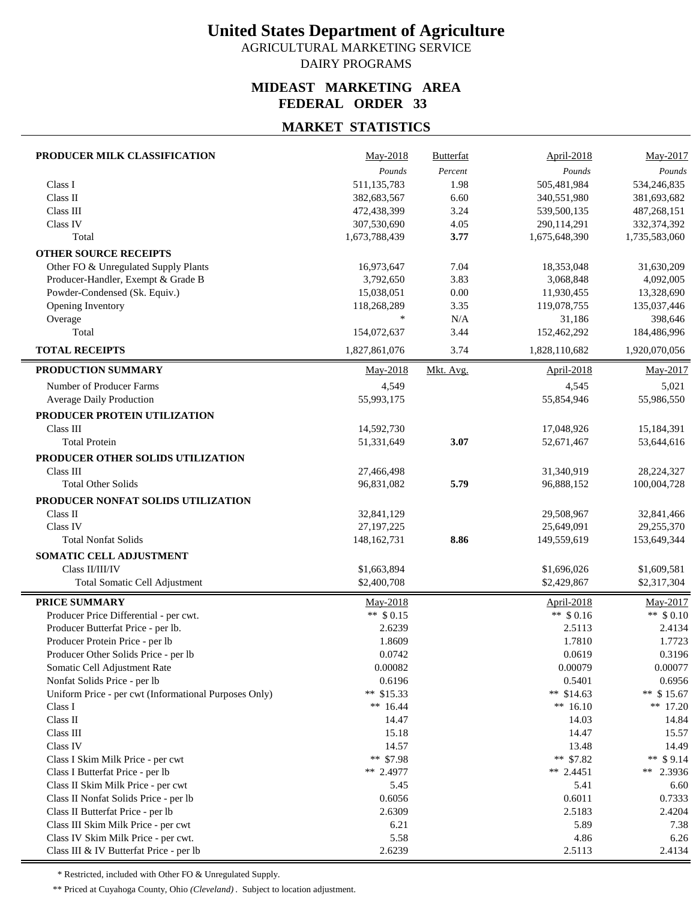# United States Department of Agriculture

AGRICULTURAL MARKETING SERVICE

DAIRY PROGRAMS

## MIDEAST MARKETING AREA
## FEDERAL ORDER 33

## MARKET STATISTICS

| PRODUCER MILK CLASSIFICATION | May-2018 | Butterfat | April-2018 | May-2017 |
|---|---|---|---|---|
| | *Pounds* | *Percent* | *Pounds* | *Pounds* |
| Class I | 511,135,783 | 1.98 | 505,481,984 | 534,246,835 |
| Class II | 382,683,567 | 6.60 | 340,551,980 | 381,693,682 |
| Class III | 472,438,399 | 3.24 | 539,500,135 | 487,268,151 |
| Class IV | 307,530,690 | 4.05 | 290,114,291 | 332,374,392 |
| Total | 1,673,788,439 | **3.77** | 1,675,648,390 | 1,735,583,060 |
| **OTHER SOURCE RECEIPTS** | | | | |
| Other FO & Unregulated Supply Plants | 16,973,647 | 7.04 | 18,353,048 | 31,630,209 |
| Producer-Handler, Exempt & Grade B | 3,792,650 | 3.83 | 3,068,848 | 4,092,005 |
| Powder-Condensed (Sk. Equiv.) | 15,038,051 | 0.00 | 11,930,455 | 13,328,690 |
| Opening Inventory | 118,268,289 | 3.35 | 119,078,755 | 135,037,446 |
| Overage | * | N/A | 31,186 | 398,646 |
| Total | 154,072,637 | 3.44 | 152,462,292 | 184,486,996 |
| **TOTAL RECEIPTS** | 1,827,861,076 | 3.74 | 1,828,110,682 | 1,920,070,056 |

| PRODUCTION SUMMARY | May-2018 | Mkt. Avg. | April-2018 | May-2017 |
|---|---|---|---|---|
| Number of Producer Farms | 4,549 | | 4,545 | 5,021 |
| Average Daily Production | 55,993,175 | | 55,854,946 | 55,986,550 |
| **PRODUCER PROTEIN UTILIZATION** | | | | |
| Class III | 14,592,730 | | 17,048,926 | 15,184,391 |
| Total Protein | 51,331,649 | **3.07** | 52,671,467 | 53,644,616 |
| **PRODUCER OTHER SOLIDS UTILIZATION** | | | | |
| Class III | 27,466,498 | | 31,340,919 | 28,224,327 |
| Total Other Solids | 96,831,082 | **5.79** | 96,888,152 | 100,004,728 |
| **PRODUCER NONFAT SOLIDS UTILIZATION** | | | | |
| Class II | 32,841,129 | | 29,508,967 | 32,841,466 |
| Class IV | 27,197,225 | | 25,649,091 | 29,255,370 |
| Total Nonfat Solids | 148,162,731 | **8.86** | 149,559,619 | 153,649,344 |
| **SOMATIC CELL ADJUSTMENT** | | | | |
| Class II/III/IV | $1,663,894 | | $1,696,026 | $1,609,581 |
| Total Somatic Cell Adjustment | $2,400,708 | | $2,429,867 | $2,317,304 |

| PRICE SUMMARY | May-2018 | April-2018 | May-2017 |
|---|---|---|---|
| Producer Price Differential - per cwt. | ** $ 0.15 | ** $ 0.16 | ** $ 0.10 |
| Producer Butterfat Price - per lb. | 2.6239 | 2.5113 | 2.4134 |
| Producer Protein Price - per lb | 1.8609 | 1.7810 | 1.7723 |
| Producer Other Solids Price - per lb | 0.0742 | 0.0619 | 0.3196 |
| Somatic Cell Adjustment Rate | 0.00082 | 0.00079 | 0.00077 |
| Nonfat Solids Price - per lb | 0.6196 | 0.5401 | 0.6956 |
| Uniform Price - per cwt (Informational Purposes Only) | ** $15.33 | ** $14.63 | ** $ 15.67 |
| Class I | ** 16.44 | ** 16.10 | ** 17.20 |
| Class II | 14.47 | 14.03 | 14.84 |
| Class III | 15.18 | 14.47 | 15.57 |
| Class IV | 14.57 | 13.48 | 14.49 |
| Class I Skim Milk Price - per cwt | ** $7.98 | ** $7.82 | ** $ 9.14 |
| Class I Butterfat Price - per lb | ** 2.4977 | ** 2.4451 | ** 2.3936 |
| Class II Skim Milk Price - per cwt | 5.45 | 5.41 | 6.60 |
| Class II Nonfat Solids Price - per lb | 0.6056 | 0.6011 | 0.7333 |
| Class II Butterfat Price - per lb | 2.6309 | 2.5183 | 2.4204 |
| Class III Skim Milk Price - per cwt | 6.21 | 5.89 | 7.38 |
| Class IV Skim Milk Price - per cwt. | 5.58 | 4.86 | 6.26 |
| Class III & IV Butterfat Price - per lb | 2.6239 | 2.5113 | 2.4134 |

\* Restricted, included with Other FO & Unregulated Supply.

** Priced at Cuyahoga County, Ohio *(Cleveland)*. Subject to location adjustment.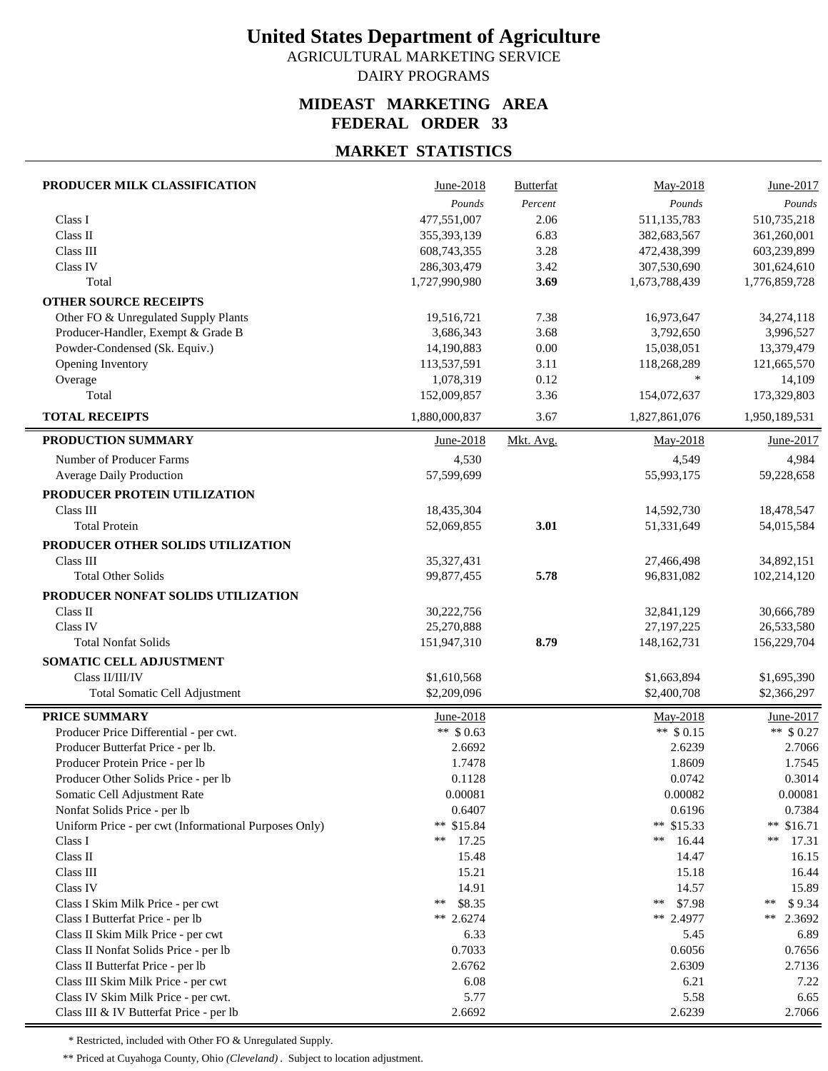# United States Department of Agriculture

AGRICULTURAL MARKETING SERVICE

DAIRY PROGRAMS

## MIDEAST MARKETING AREA
## FEDERAL ORDER 33

## MARKET STATISTICS

| PRODUCER MILK CLASSIFICATION | June-2018 | Butterfat | May-2018 | June-2017 |
|---|---|---|---|---|
| | *Pounds* | *Percent* | *Pounds* | *Pounds* |
| Class I | 477,551,007 | 2.06 | 511,135,783 | 510,735,218 |
| Class II | 355,393,139 | 6.83 | 382,683,567 | 361,260,001 |
| Class III | 608,743,355 | 3.28 | 472,438,399 | 603,239,899 |
| Class IV | 286,303,479 | 3.42 | 307,530,690 | 301,624,610 |
| Total | 1,727,990,980 | **3.69** | 1,673,788,439 | 1,776,859,728 |
| **OTHER SOURCE RECEIPTS** | | | | |
| Other FO & Unregulated Supply Plants | 19,516,721 | 7.38 | 16,973,647 | 34,274,118 |
| Producer-Handler, Exempt & Grade B | 3,686,343 | 3.68 | 3,792,650 | 3,996,527 |
| Powder-Condensed (Sk. Equiv.) | 14,190,883 | 0.00 | 15,038,051 | 13,379,479 |
| Opening Inventory | 113,537,591 | 3.11 | 118,268,289 | 121,665,570 |
| Overage | 1,078,319 | 0.12 | * | 14,109 |
| Total | 152,009,857 | 3.36 | 154,072,637 | 173,329,803 |
| **TOTAL RECEIPTS** | 1,880,000,837 | 3.67 | 1,827,861,076 | 1,950,189,531 |

| PRODUCTION SUMMARY | June-2018 | Mkt. Avg. | May-2018 | June-2017 |
|---|---|---|---|---|
| Number of Producer Farms | 4,530 | | 4,549 | 4,984 |
| Average Daily Production | 57,599,699 | | 55,993,175 | 59,228,658 |
| **PRODUCER PROTEIN UTILIZATION** | | | | |
| Class III | 18,435,304 | | 14,592,730 | 18,478,547 |
| Total Protein | 52,069,855 | **3.01** | 51,331,649 | 54,015,584 |
| **PRODUCER OTHER SOLIDS UTILIZATION** | | | | |
| Class III | 35,327,431 | | 27,466,498 | 34,892,151 |
| Total Other Solids | 99,877,455 | **5.78** | 96,831,082 | 102,214,120 |
| **PRODUCER NONFAT SOLIDS UTILIZATION** | | | | |
| Class II | 30,222,756 | | 32,841,129 | 30,666,789 |
| Class IV | 25,270,888 | | 27,197,225 | 26,533,580 |
| Total Nonfat Solids | 151,947,310 | **8.79** | 148,162,731 | 156,229,704 |
| **SOMATIC CELL ADJUSTMENT** | | | | |
| Class II/III/IV | $1,610,568 | | $1,663,894 | $1,695,390 |
| Total Somatic Cell Adjustment | $2,209,096 | | $2,400,708 | $2,366,297 |

| PRICE SUMMARY | June-2018 | May-2018 | June-2017 |
|---|---|---|---|
| Producer Price Differential - per cwt. | ** $ 0.63 | ** $ 0.15 | ** $ 0.27 |
| Producer Butterfat Price - per lb. | 2.6692 | 2.6239 | 2.7066 |
| Producer Protein Price - per lb | 1.7478 | 1.8609 | 1.7545 |
| Producer Other Solids Price - per lb | 0.1128 | 0.0742 | 0.3014 |
| Somatic Cell Adjustment Rate | 0.00081 | 0.00082 | 0.00081 |
| Nonfat Solids Price - per lb | 0.6407 | 0.6196 | 0.7384 |
| Uniform Price - per cwt (Informational Purposes Only) | ** $15.84 | ** $15.33 | ** $16.71 |
| Class I | ** 17.25 | ** 16.44 | ** 17.31 |
| Class II | 15.48 | 14.47 | 16.15 |
| Class III | 15.21 | 15.18 | 16.44 |
| Class IV | 14.91 | 14.57 | 15.89 |
| Class I Skim Milk Price - per cwt | ** $8.35 | ** $7.98 | ** $ 9.34 |
| Class I Butterfat Price - per lb | ** 2.6274 | ** 2.4977 | ** 2.3692 |
| Class II Skim Milk Price - per cwt | 6.33 | 5.45 | 6.89 |
| Class II Nonfat Solids Price - per lb | 0.7033 | 0.6056 | 0.7656 |
| Class II Butterfat Price - per lb | 2.6762 | 2.6309 | 2.7136 |
| Class III Skim Milk Price - per cwt | 6.08 | 6.21 | 7.22 |
| Class IV Skim Milk Price - per cwt. | 5.77 | 5.58 | 6.65 |
| Class III & IV Butterfat Price - per lb | 2.6692 | 2.6239 | 2.7066 |

\* Restricted, included with Other FO & Unregulated Supply.

** Priced at Cuyahoga County, Ohio *(Cleveland)*. Subject to location adjustment.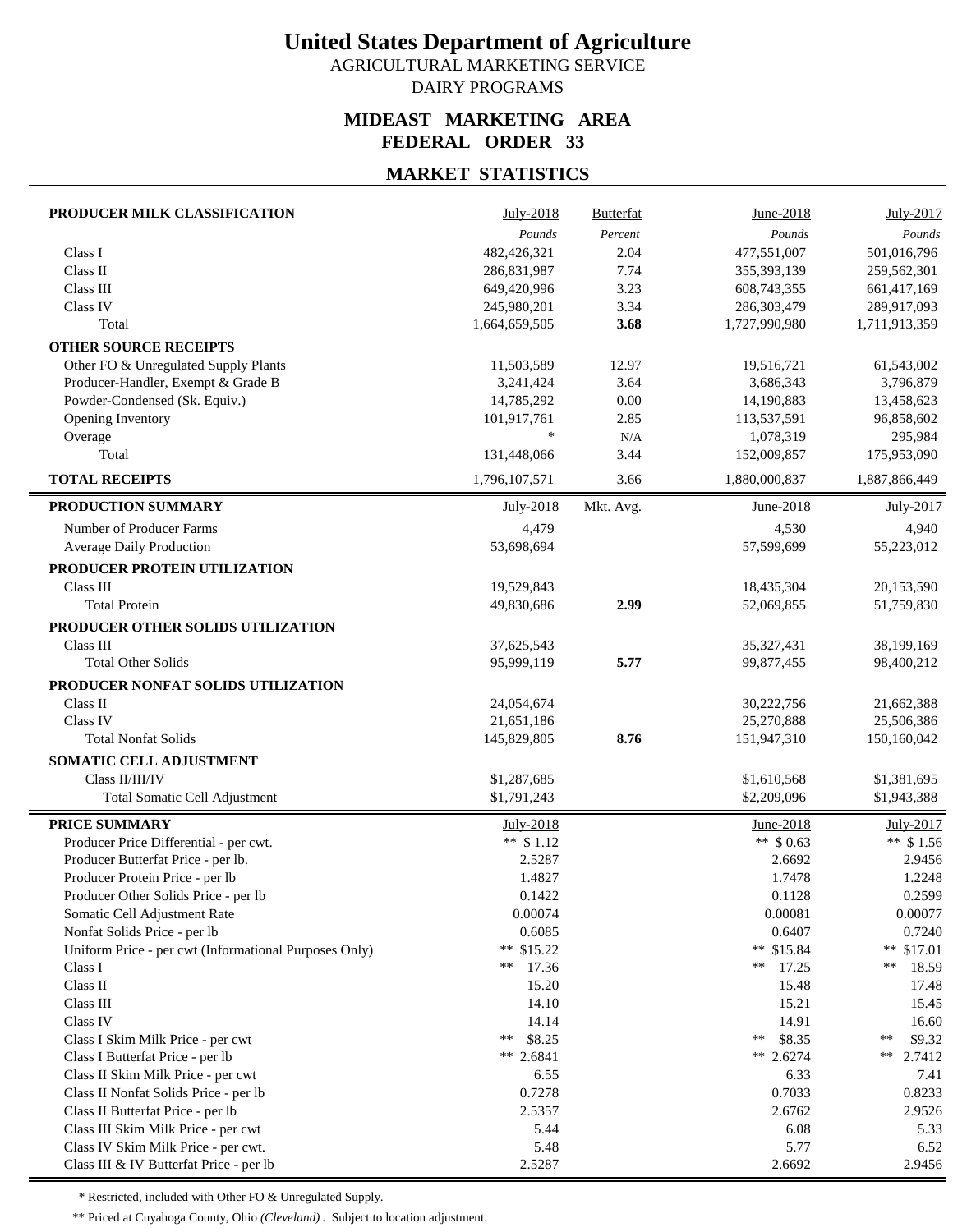# United States Department of Agriculture

AGRICULTURAL MARKETING SERVICE

DAIRY PROGRAMS

## MIDEAST MARKETING AREA
## FEDERAL ORDER 33

## MARKET STATISTICS

| PRODUCER MILK CLASSIFICATION | July-2018 | Butterfat | June-2018 | July-2017 |
|---|---|---|---|---|
| | *Pounds* | *Percent* | *Pounds* | *Pounds* |
| Class I | 482,426,321 | 2.04 | 477,551,007 | 501,016,796 |
| Class II | 286,831,987 | 7.74 | 355,393,139 | 259,562,301 |
| Class III | 649,420,996 | 3.23 | 608,743,355 | 661,417,169 |
| Class IV | 245,980,201 | 3.34 | 286,303,479 | 289,917,093 |
| Total | 1,664,659,505 | **3.68** | 1,727,990,980 | 1,711,913,359 |
| **OTHER SOURCE RECEIPTS** | | | | |
| Other FO & Unregulated Supply Plants | 11,503,589 | 12.97 | 19,516,721 | 61,543,002 |
| Producer-Handler, Exempt & Grade B | 3,241,424 | 3.64 | 3,686,343 | 3,796,879 |
| Powder-Condensed (Sk. Equiv.) | 14,785,292 | 0.00 | 14,190,883 | 13,458,623 |
| Opening Inventory | 101,917,761 | 2.85 | 113,537,591 | 96,858,602 |
| Overage | * | N/A | 1,078,319 | 295,984 |
| Total | 131,448,066 | 3.44 | 152,009,857 | 175,953,090 |
| **TOTAL RECEIPTS** | 1,796,107,571 | 3.66 | 1,880,000,837 | 1,887,866,449 |

| PRODUCTION SUMMARY | July-2018 | Mkt. Avg. | June-2018 | July-2017 |
|---|---|---|---|---|
| Number of Producer Farms | 4,479 | | 4,530 | 4,940 |
| Average Daily Production | 53,698,694 | | 57,599,699 | 55,223,012 |
| **PRODUCER PROTEIN UTILIZATION** | | | | |
| Class III | 19,529,843 | | 18,435,304 | 20,153,590 |
| Total Protein | 49,830,686 | **2.99** | 52,069,855 | 51,759,830 |
| **PRODUCER OTHER SOLIDS UTILIZATION** | | | | |
| Class III | 37,625,543 | | 35,327,431 | 38,199,169 |
| Total Other Solids | 95,999,119 | **5.77** | 99,877,455 | 98,400,212 |
| **PRODUCER NONFAT SOLIDS UTILIZATION** | | | | |
| Class II | 24,054,674 | | 30,222,756 | 21,662,388 |
| Class IV | 21,651,186 | | 25,270,888 | 25,506,386 |
| Total Nonfat Solids | 145,829,805 | **8.76** | 151,947,310 | 150,160,042 |
| **SOMATIC CELL ADJUSTMENT** | | | | |
| Class II/III/IV | $1,287,685 | | $1,610,568 | $1,381,695 |
| Total Somatic Cell Adjustment | $1,791,243 | | $2,209,096 | $1,943,388 |

| PRICE SUMMARY | July-2018 | June-2018 | July-2017 |
|---|---|---|---|
| Producer Price Differential - per cwt. | ** $ 1.12 | ** $ 0.63 | ** $ 1.56 |
| Producer Butterfat Price - per lb. | 2.5287 | 2.6692 | 2.9456 |
| Producer Protein Price - per lb | 1.4827 | 1.7478 | 1.2248 |
| Producer Other Solids Price - per lb | 0.1422 | 0.1128 | 0.2599 |
| Somatic Cell Adjustment Rate | 0.00074 | 0.00081 | 0.00077 |
| Nonfat Solids Price - per lb | 0.6085 | 0.6407 | 0.7240 |
| Uniform Price - per cwt (Informational Purposes Only) | ** $15.22 | ** $15.84 | ** $17.01 |
| Class I | ** 17.36 | ** 17.25 | ** 18.59 |
| Class II | 15.20 | 15.48 | 17.48 |
| Class III | 14.10 | 15.21 | 15.45 |
| Class IV | 14.14 | 14.91 | 16.60 |
| Class I Skim Milk Price - per cwt | ** $8.25 | ** $8.35 | ** $9.32 |
| Class I Butterfat Price - per lb | ** 2.6841 | ** 2.6274 | ** 2.7412 |
| Class II Skim Milk Price - per cwt | 6.55 | 6.33 | 7.41 |
| Class II Nonfat Solids Price - per lb | 0.7278 | 0.7033 | 0.8233 |
| Class II Butterfat Price - per lb | 2.5357 | 2.6762 | 2.9526 |
| Class III Skim Milk Price - per cwt | 5.44 | 6.08 | 5.33 |
| Class IV Skim Milk Price - per cwt. | 5.48 | 5.77 | 6.52 |
| Class III & IV Butterfat Price - per lb | 2.5287 | 2.6692 | 2.9456 |

\* Restricted, included with Other FO & Unregulated Supply.

** Priced at Cuyahoga County, Ohio *(Cleveland)*. Subject to location adjustment.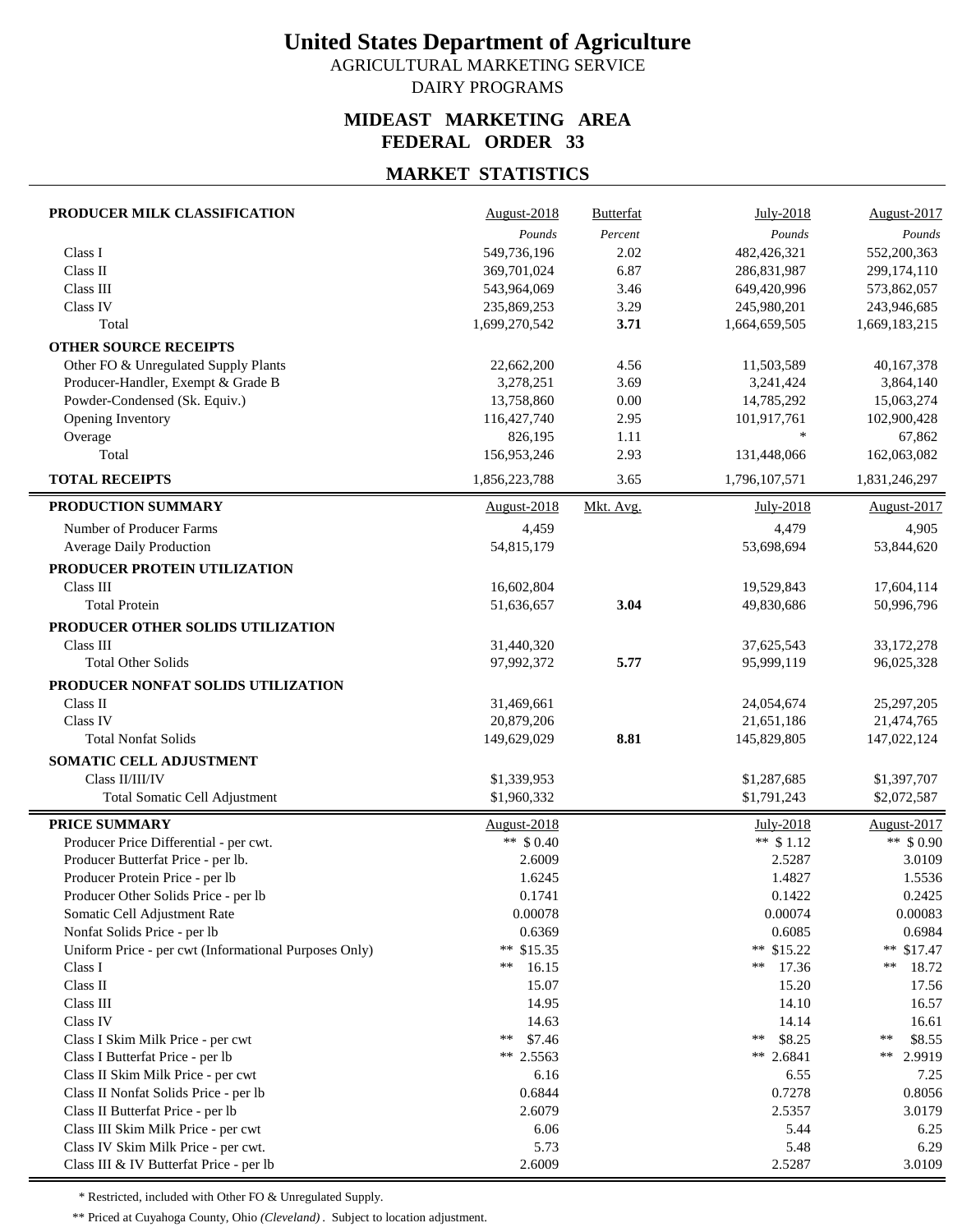# United States Department of Agriculture

AGRICULTURAL MARKETING SERVICE

DAIRY PROGRAMS

## MIDEAST MARKETING AREA
## FEDERAL ORDER 33

## MARKET STATISTICS

| PRODUCER MILK CLASSIFICATION | August-2018 | Butterfat | July-2018 | August-2017 |
|---|---|---|---|---|
| | *Pounds* | *Percent* | *Pounds* | *Pounds* |
| Class I | 549,736,196 | 2.02 | 482,426,321 | 552,200,363 |
| Class II | 369,701,024 | 6.87 | 286,831,987 | 299,174,110 |
| Class III | 543,964,069 | 3.46 | 649,420,996 | 573,862,057 |
| Class IV | 235,869,253 | 3.29 | 245,980,201 | 243,946,685 |
| Total | 1,699,270,542 | **3.71** | 1,664,659,505 | 1,669,183,215 |
| **OTHER SOURCE RECEIPTS** | | | | |
| Other FO & Unregulated Supply Plants | 22,662,200 | 4.56 | 11,503,589 | 40,167,378 |
| Producer-Handler, Exempt & Grade B | 3,278,251 | 3.69 | 3,241,424 | 3,864,140 |
| Powder-Condensed (Sk. Equiv.) | 13,758,860 | 0.00 | 14,785,292 | 15,063,274 |
| Opening Inventory | 116,427,740 | 2.95 | 101,917,761 | 102,900,428 |
| Overage | 826,195 | 1.11 | * | 67,862 |
| Total | 156,953,246 | 2.93 | 131,448,066 | 162,063,082 |
| **TOTAL RECEIPTS** | 1,856,223,788 | 3.65 | 1,796,107,571 | 1,831,246,297 |

| PRODUCTION SUMMARY | August-2018 | Mkt. Avg. | July-2018 | August-2017 |
|---|---|---|---|---|
| Number of Producer Farms | 4,459 | | 4,479 | 4,905 |
| Average Daily Production | 54,815,179 | | 53,698,694 | 53,844,620 |
| **PRODUCER PROTEIN UTILIZATION** | | | | |
| Class III | 16,602,804 | | 19,529,843 | 17,604,114 |
| Total Protein | 51,636,657 | **3.04** | 49,830,686 | 50,996,796 |
| **PRODUCER OTHER SOLIDS UTILIZATION** | | | | |
| Class III | 31,440,320 | | 37,625,543 | 33,172,278 |
| Total Other Solids | 97,992,372 | **5.77** | 95,999,119 | 96,025,328 |
| **PRODUCER NONFAT SOLIDS UTILIZATION** | | | | |
| Class II | 31,469,661 | | 24,054,674 | 25,297,205 |
| Class IV | 20,879,206 | | 21,651,186 | 21,474,765 |
| Total Nonfat Solids | 149,629,029 | **8.81** | 145,829,805 | 147,022,124 |
| **SOMATIC CELL ADJUSTMENT** | | | | |
| Class II/III/IV | $1,339,953 | | $1,287,685 | $1,397,707 |
| Total Somatic Cell Adjustment | $1,960,332 | | $1,791,243 | $2,072,587 |

| PRICE SUMMARY | August-2018 | July-2018 | August-2017 |
|---|---|---|---|
| Producer Price Differential - per cwt. | ** $ 0.40 | ** $ 1.12 | ** $ 0.90 |
| Producer Butterfat Price - per lb. | 2.6009 | 2.5287 | 3.0109 |
| Producer Protein Price - per lb | 1.6245 | 1.4827 | 1.5536 |
| Producer Other Solids Price - per lb | 0.1741 | 0.1422 | 0.2425 |
| Somatic Cell Adjustment Rate | 0.00078 | 0.00074 | 0.00083 |
| Nonfat Solids Price - per lb | 0.6369 | 0.6085 | 0.6984 |
| Uniform Price - per cwt (Informational Purposes Only) | ** $15.35 | ** $15.22 | ** $17.47 |
| Class I | ** 16.15 | ** 17.36 | ** 18.72 |
| Class II | 15.07 | 15.20 | 17.56 |
| Class III | 14.95 | 14.10 | 16.57 |
| Class IV | 14.63 | 14.14 | 16.61 |
| Class I Skim Milk Price - per cwt | ** $7.46 | ** $8.25 | ** $8.55 |
| Class I Butterfat Price - per lb | ** 2.5563 | ** 2.6841 | ** 2.9919 |
| Class II Skim Milk Price - per cwt | 6.16 | 6.55 | 7.25 |
| Class II Nonfat Solids Price - per lb | 0.6844 | 0.7278 | 0.8056 |
| Class II Butterfat Price - per lb | 2.6079 | 2.5357 | 3.0179 |
| Class III Skim Milk Price - per cwt | 6.06 | 5.44 | 6.25 |
| Class IV Skim Milk Price - per cwt. | 5.73 | 5.48 | 6.29 |
| Class III & IV Butterfat Price - per lb | 2.6009 | 2.5287 | 3.0109 |

\* Restricted, included with Other FO & Unregulated Supply.

** Priced at Cuyahoga County, Ohio *(Cleveland)*. Subject to location adjustment.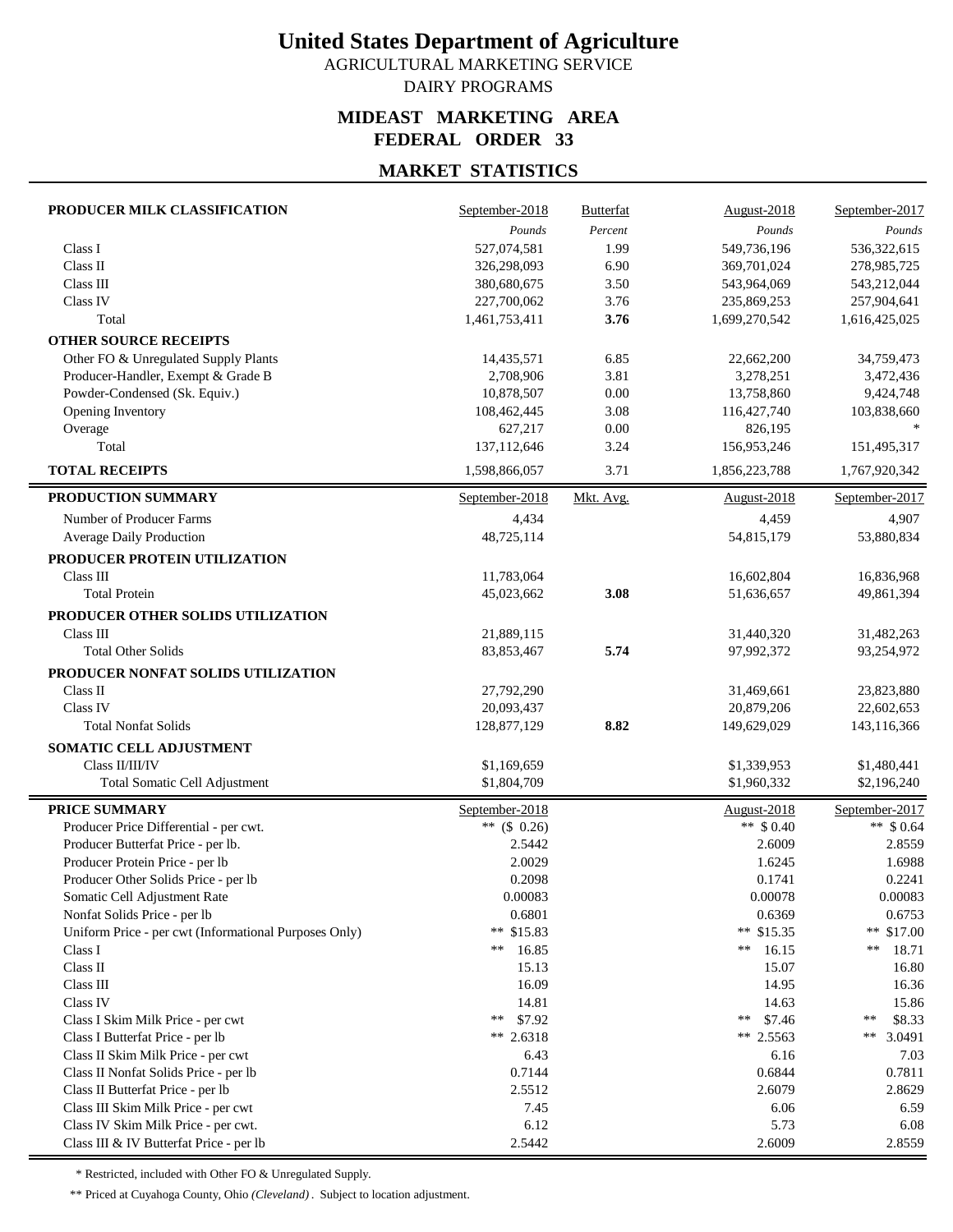# United States Department of Agriculture

AGRICULTURAL MARKETING SERVICE

DAIRY PROGRAMS

## MIDEAST MARKETING AREA
## FEDERAL ORDER 33

## MARKET STATISTICS

| PRODUCER MILK CLASSIFICATION | September-2018 | Butterfat | August-2018 | September-2017 |
|---|---|---|---|---|
| | *Pounds* | *Percent* | *Pounds* | *Pounds* |
| Class I | 527,074,581 | 1.99 | 549,736,196 | 536,322,615 |
| Class II | 326,298,093 | 6.90 | 369,701,024 | 278,985,725 |
| Class III | 380,680,675 | 3.50 | 543,964,069 | 543,212,044 |
| Class IV | 227,700,062 | 3.76 | 235,869,253 | 257,904,641 |
| Total | 1,461,753,411 | **3.76** | 1,699,270,542 | 1,616,425,025 |
| **OTHER SOURCE RECEIPTS** | | | | |
| Other FO & Unregulated Supply Plants | 14,435,571 | 6.85 | 22,662,200 | 34,759,473 |
| Producer-Handler, Exempt & Grade B | 2,708,906 | 3.81 | 3,278,251 | 3,472,436 |
| Powder-Condensed (Sk. Equiv.) | 10,878,507 | 0.00 | 13,758,860 | 9,424,748 |
| Opening Inventory | 108,462,445 | 3.08 | 116,427,740 | 103,838,660 |
| Overage | 627,217 | 0.00 | 826,195 | * |
| Total | 137,112,646 | 3.24 | 156,953,246 | 151,495,317 |
| **TOTAL RECEIPTS** | 1,598,866,057 | 3.71 | 1,856,223,788 | 1,767,920,342 |

| PRODUCTION SUMMARY | September-2018 | Mkt. Avg. | August-2018 | September-2017 |
|---|---|---|---|---|
| Number of Producer Farms | 4,434 | | 4,459 | 4,907 |
| Average Daily Production | 48,725,114 | | 54,815,179 | 53,880,834 |
| **PRODUCER PROTEIN UTILIZATION** | | | | |
| Class III | 11,783,064 | | 16,602,804 | 16,836,968 |
| Total Protein | 45,023,662 | **3.08** | 51,636,657 | 49,861,394 |
| **PRODUCER OTHER SOLIDS UTILIZATION** | | | | |
| Class III | 21,889,115 | | 31,440,320 | 31,482,263 |
| Total Other Solids | 83,853,467 | **5.74** | 97,992,372 | 93,254,972 |
| **PRODUCER NONFAT SOLIDS UTILIZATION** | | | | |
| Class II | 27,792,290 | | 31,469,661 | 23,823,880 |
| Class IV | 20,093,437 | | 20,879,206 | 22,602,653 |
| Total Nonfat Solids | 128,877,129 | **8.82** | 149,629,029 | 143,116,366 |
| **SOMATIC CELL ADJUSTMENT** | | | | |
| Class II/III/IV | $1,169,659 | | $1,339,953 | $1,480,441 |
| Total Somatic Cell Adjustment | $1,804,709 | | $1,960,332 | $2,196,240 |

| PRICE SUMMARY | September-2018 | August-2018 | September-2017 |
|---|---|---|---|
| Producer Price Differential - per cwt. | ** ($ 0.26) | ** $ 0.40 | ** $ 0.64 |
| Producer Butterfat Price - per lb. | 2.5442 | 2.6009 | 2.8559 |
| Producer Protein Price - per lb | 2.0029 | 1.6245 | 1.6988 |
| Producer Other Solids Price - per lb | 0.2098 | 0.1741 | 0.2241 |
| Somatic Cell Adjustment Rate | 0.00083 | 0.00078 | 0.00083 |
| Nonfat Solids Price - per lb | 0.6801 | 0.6369 | 0.6753 |
| Uniform Price - per cwt (Informational Purposes Only) | ** $15.83 | ** $15.35 | ** $17.00 |
| Class I | ** 16.85 | ** 16.15 | ** 18.71 |
| Class II | 15.13 | 15.07 | 16.80 |
| Class III | 16.09 | 14.95 | 16.36 |
| Class IV | 14.81 | 14.63 | 15.86 |
| Class I Skim Milk Price - per cwt | ** $7.92 | ** $7.46 | ** $8.33 |
| Class I Butterfat Price - per lb | ** 2.6318 | ** 2.5563 | ** 3.0491 |
| Class II Skim Milk Price - per cwt | 6.43 | 6.16 | 7.03 |
| Class II Nonfat Solids Price - per lb | 0.7144 | 0.6844 | 0.7811 |
| Class II Butterfat Price - per lb | 2.5512 | 2.6079 | 2.8629 |
| Class III Skim Milk Price - per cwt | 7.45 | 6.06 | 6.59 |
| Class IV Skim Milk Price - per cwt. | 6.12 | 5.73 | 6.08 |
| Class III & IV Butterfat Price - per lb | 2.5442 | 2.6009 | 2.8559 |

\* Restricted, included with Other FO & Unregulated Supply.

** Priced at Cuyahoga County, Ohio *(Cleveland)*. Subject to location adjustment.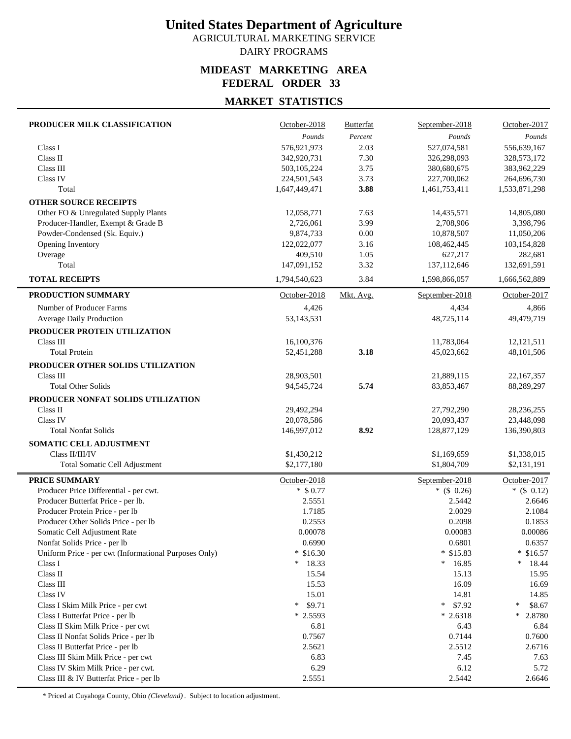# United States Department of Agriculture

AGRICULTURAL MARKETING SERVICE

DAIRY PROGRAMS

## MIDEAST MARKETING AREA
## FEDERAL ORDER 33

## MARKET STATISTICS

| PRODUCER MILK CLASSIFICATION | October-2018 | Butterfat | September-2018 | October-2017 |
|---|---|---|---|---|
| | *Pounds* | *Percent* | *Pounds* | *Pounds* |
| Class I | 576,921,973 | 2.03 | 527,074,581 | 556,639,167 |
| Class II | 342,920,731 | 7.30 | 326,298,093 | 328,573,172 |
| Class III | 503,105,224 | 3.75 | 380,680,675 | 383,962,229 |
| Class IV | 224,501,543 | 3.73 | 227,700,062 | 264,696,730 |
| Total | 1,647,449,471 | **3.88** | 1,461,753,411 | 1,533,871,298 |
| **OTHER SOURCE RECEIPTS** | | | | |
| Other FO & Unregulated Supply Plants | 12,058,771 | 7.63 | 14,435,571 | 14,805,080 |
| Producer-Handler, Exempt & Grade B | 2,726,061 | 3.99 | 2,708,906 | 3,398,796 |
| Powder-Condensed (Sk. Equiv.) | 9,874,733 | 0.00 | 10,878,507 | 11,050,206 |
| Opening Inventory | 122,022,077 | 3.16 | 108,462,445 | 103,154,828 |
| Overage | 409,510 | 1.05 | 627,217 | 282,681 |
| Total | 147,091,152 | 3.32 | 137,112,646 | 132,691,591 |
| **TOTAL RECEIPTS** | 1,794,540,623 | 3.84 | 1,598,866,057 | 1,666,562,889 |

| PRODUCTION SUMMARY | October-2018 | Mkt. Avg. | September-2018 | October-2017 |
|---|---|---|---|---|
| Number of Producer Farms | 4,426 | | 4,434 | 4,866 |
| Average Daily Production | 53,143,531 | | 48,725,114 | 49,479,719 |
| **PRODUCER PROTEIN UTILIZATION** | | | | |
| Class III | 16,100,376 | | 11,783,064 | 12,121,511 |
| Total Protein | 52,451,288 | **3.18** | 45,023,662 | 48,101,506 |
| **PRODUCER OTHER SOLIDS UTILIZATION** | | | | |
| Class III | 28,903,501 | | 21,889,115 | 22,167,357 |
| Total Other Solids | 94,545,724 | **5.74** | 83,853,467 | 88,289,297 |
| **PRODUCER NONFAT SOLIDS UTILIZATION** | | | | |
| Class II | 29,492,294 | | 27,792,290 | 28,236,255 |
| Class IV | 20,078,586 | | 20,093,437 | 23,448,098 |
| Total Nonfat Solids | 146,997,012 | **8.92** | 128,877,129 | 136,390,803 |
| **SOMATIC CELL ADJUSTMENT** | | | | |
| Class II/III/IV | $1,430,212 | | $1,169,659 | $1,338,015 |
| Total Somatic Cell Adjustment | $2,177,180 | | $1,804,709 | $2,131,191 |

| PRICE SUMMARY | October-2018 | September-2018 | October-2017 |
|---|---|---|---|
| Producer Price Differential - per cwt. | * $0.77 | * ($ 0.26) | * ($ 0.12) |
| Producer Butterfat Price - per lb. | 2.5551 | 2.5442 | 2.6646 |
| Producer Protein Price - per lb | 1.7185 | 2.0029 | 2.1084 |
| Producer Other Solids Price - per lb | 0.2553 | 0.2098 | 0.1853 |
| Somatic Cell Adjustment Rate | 0.00078 | 0.00083 | 0.00086 |
| Nonfat Solids Price - per lb | 0.6990 | 0.6801 | 0.6357 |
| Uniform Price - per cwt (Informational Purposes Only) | * $16.30 | * $15.83 | * $16.57 |
| Class I | * 18.33 | * 16.85 | * 18.44 |
| Class II | 15.54 | 15.13 | 15.95 |
| Class III | 15.53 | 16.09 | 16.69 |
| Class IV | 15.01 | 14.81 | 14.85 |
| Class I Skim Milk Price - per cwt | * $9.71 | * $7.92 | * $8.67 |
| Class I Butterfat Price - per lb | * 2.5593 | * 2.6318 | * 2.8780 |
| Class II Skim Milk Price - per cwt | 6.81 | 6.43 | 6.84 |
| Class II Nonfat Solids Price - per lb | 0.7567 | 0.7144 | 0.7600 |
| Class II Butterfat Price - per lb | 2.5621 | 2.5512 | 2.6716 |
| Class III Skim Milk Price - per cwt | 6.83 | 7.45 | 7.63 |
| Class IV Skim Milk Price - per cwt. | 6.29 | 6.12 | 5.72 |
| Class III & IV Butterfat Price - per lb | 2.5551 | 2.5442 | 2.6646 |

* Priced at Cuyahoga County, Ohio *(Cleveland)*. Subject to location adjustment.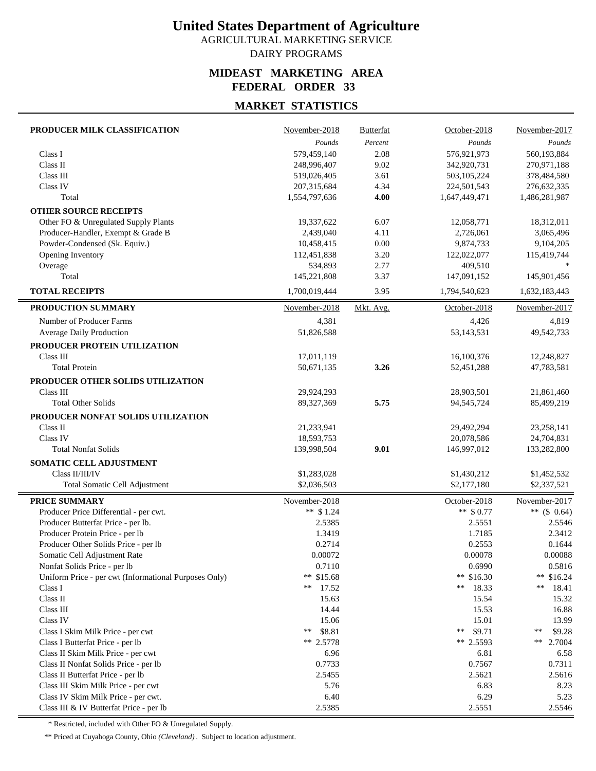# United States Department of Agriculture

AGRICULTURAL MARKETING SERVICE

DAIRY PROGRAMS

## MIDEAST MARKETING AREA
## FEDERAL ORDER 33

## MARKET STATISTICS

| PRODUCER MILK CLASSIFICATION | November-2018 | Butterfat | October-2018 | November-2017 |
|---|---|---|---|---|
| | *Pounds* | *Percent* | *Pounds* | *Pounds* |
| Class I | 579,459,140 | 2.08 | 576,921,973 | 560,193,884 |
| Class II | 248,996,407 | 9.02 | 342,920,731 | 270,971,188 |
| Class III | 519,026,405 | 3.61 | 503,105,224 | 378,484,580 |
| Class IV | 207,315,684 | 4.34 | 224,501,543 | 276,632,335 |
| Total | 1,554,797,636 | **4.00** | 1,647,449,471 | 1,486,281,987 |
| **OTHER SOURCE RECEIPTS** | | | | |
| Other FO & Unregulated Supply Plants | 19,337,622 | 6.07 | 12,058,771 | 18,312,011 |
| Producer-Handler, Exempt & Grade B | 2,439,040 | 4.11 | 2,726,061 | 3,065,496 |
| Powder-Condensed (Sk. Equiv.) | 10,458,415 | 0.00 | 9,874,733 | 9,104,205 |
| Opening Inventory | 112,451,838 | 3.20 | 122,022,077 | 115,419,744 |
| Overage | 534,893 | 2.77 | 409,510 | * |
| Total | 145,221,808 | 3.37 | 147,091,152 | 145,901,456 |
| **TOTAL RECEIPTS** | 1,700,019,444 | 3.95 | 1,794,540,623 | 1,632,183,443 |

| PRODUCTION SUMMARY | November-2018 | Mkt. Avg. | October-2018 | November-2017 |
|---|---|---|---|---|
| Number of Producer Farms | 4,381 | | 4,426 | 4,819 |
| Average Daily Production | 51,826,588 | | 53,143,531 | 49,542,733 |
| **PRODUCER PROTEIN UTILIZATION** | | | | |
| Class III | 17,011,119 | | 16,100,376 | 12,248,827 |
| Total Protein | 50,671,135 | **3.26** | 52,451,288 | 47,783,581 |
| **PRODUCER OTHER SOLIDS UTILIZATION** | | | | |
| Class III | 29,924,293 | | 28,903,501 | 21,861,460 |
| Total Other Solids | 89,327,369 | **5.75** | 94,545,724 | 85,499,219 |
| **PRODUCER NONFAT SOLIDS UTILIZATION** | | | | |
| Class II | 21,233,941 | | 29,492,294 | 23,258,141 |
| Class IV | 18,593,753 | | 20,078,586 | 24,704,831 |
| Total Nonfat Solids | 139,998,504 | **9.01** | 146,997,012 | 133,282,800 |
| **SOMATIC CELL ADJUSTMENT** | | | | |
| Class II/III/IV | $1,283,028 | | $1,430,212 | $1,452,532 |
| Total Somatic Cell Adjustment | $2,036,503 | | $2,177,180 | $2,337,521 |

| PRICE SUMMARY | November-2018 | October-2018 | November-2017 |
|---|---|---|---|
| Producer Price Differential - per cwt. | ** $ 1.24 | ** $ 0.77 | ** ($ 0.64) |
| Producer Butterfat Price - per lb. | 2.5385 | 2.5551 | 2.5546 |
| Producer Protein Price - per lb | 1.3419 | 1.7185 | 2.3412 |
| Producer Other Solids Price - per lb | 0.2714 | 0.2553 | 0.1644 |
| Somatic Cell Adjustment Rate | 0.00072 | 0.00078 | 0.00088 |
| Nonfat Solids Price - per lb | 0.7110 | 0.6990 | 0.5816 |
| Uniform Price - per cwt (Informational Purposes Only) | ** $15.68 | ** $16.30 | ** $16.24 |
| Class I | ** 17.52 | ** 18.33 | ** 18.41 |
| Class II | 15.63 | 15.54 | 15.32 |
| Class III | 14.44 | 15.53 | 16.88 |
| Class IV | 15.06 | 15.01 | 13.99 |
| Class I Skim Milk Price - per cwt | ** $8.81 | ** $9.71 | ** $9.28 |
| Class I Butterfat Price - per lb | ** 2.5778 | ** 2.5593 | ** 2.7004 |
| Class II Skim Milk Price - per cwt | 6.96 | 6.81 | 6.58 |
| Class II Nonfat Solids Price - per lb | 0.7733 | 0.7567 | 0.7311 |
| Class II Butterfat Price - per lb | 2.5455 | 2.5621 | 2.5616 |
| Class III Skim Milk Price - per cwt | 5.76 | 6.83 | 8.23 |
| Class IV Skim Milk Price - per cwt. | 6.40 | 6.29 | 5.23 |
| Class III & IV Butterfat Price - per lb | 2.5385 | 2.5551 | 2.5546 |

\* Restricted, included with Other FO & Unregulated Supply.

\** Priced at Cuyahoga County, Ohio *(Cleveland)*. Subject to location adjustment.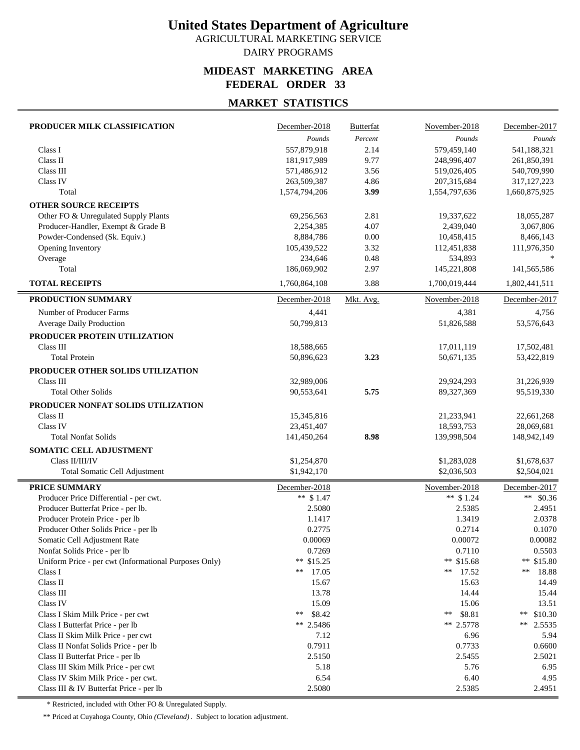# United States Department of Agriculture

AGRICULTURAL MARKETING SERVICE

DAIRY PROGRAMS

## MIDEAST MARKETING AREA
## FEDERAL ORDER 33

## MARKET STATISTICS

| PRODUCER MILK CLASSIFICATION | December-2018 | Butterfat | November-2018 | December-2017 |
|---|---|---|---|---|
| | *Pounds* | *Percent* | *Pounds* | *Pounds* |
| Class I | 557,879,918 | 2.14 | 579,459,140 | 541,188,321 |
| Class II | 181,917,989 | 9.77 | 248,996,407 | 261,850,391 |
| Class III | 571,486,912 | 3.56 | 519,026,405 | 540,709,990 |
| Class IV | 263,509,387 | 4.86 | 207,315,684 | 317,127,223 |
| Total | 1,574,794,206 | **3.99** | 1,554,797,636 | 1,660,875,925 |
| **OTHER SOURCE RECEIPTS** | | | | |
| Other FO & Unregulated Supply Plants | 69,256,563 | 2.81 | 19,337,622 | 18,055,287 |
| Producer-Handler, Exempt & Grade B | 2,254,385 | 4.07 | 2,439,040 | 3,067,806 |
| Powder-Condensed (Sk. Equiv.) | 8,884,786 | 0.00 | 10,458,415 | 8,466,143 |
| Opening Inventory | 105,439,522 | 3.32 | 112,451,838 | 111,976,350 |
| Overage | 234,646 | 0.48 | 534,893 | * |
| Total | 186,069,902 | 2.97 | 145,221,808 | 141,565,586 |
| **TOTAL RECEIPTS** | 1,760,864,108 | 3.88 | 1,700,019,444 | 1,802,441,511 |

| PRODUCTION SUMMARY | December-2018 | Mkt. Avg. | November-2018 | December-2017 |
|---|---|---|---|---|
| Number of Producer Farms | 4,441 | | 4,381 | 4,756 |
| Average Daily Production | 50,799,813 | | 51,826,588 | 53,576,643 |
| **PRODUCER PROTEIN UTILIZATION** | | | | |
| Class III | 18,588,665 | | 17,011,119 | 17,502,481 |
| Total Protein | 50,896,623 | **3.23** | 50,671,135 | 53,422,819 |
| **PRODUCER OTHER SOLIDS UTILIZATION** | | | | |
| Class III | 32,989,006 | | 29,924,293 | 31,226,939 |
| Total Other Solids | 90,553,641 | **5.75** | 89,327,369 | 95,519,330 |
| **PRODUCER NONFAT SOLIDS UTILIZATION** | | | | |
| Class II | 15,345,816 | | 21,233,941 | 22,661,268 |
| Class IV | 23,451,407 | | 18,593,753 | 28,069,681 |
| Total Nonfat Solids | 141,450,264 | **8.98** | 139,998,504 | 148,942,149 |
| **SOMATIC CELL ADJUSTMENT** | | | | |
| Class II/III/IV | $1,254,870 | | $1,283,028 | $1,678,637 |
| Total Somatic Cell Adjustment | $1,942,170 | | $2,036,503 | $2,504,021 |

| PRICE SUMMARY | December-2018 | November-2018 | December-2017 |
|---|---|---|---|
| Producer Price Differential - per cwt. | ** $ 1.47 | ** $ 1.24 | ** $0.36 |
| Producer Butterfat Price - per lb. | 2.5080 | 2.5385 | 2.4951 |
| Producer Protein Price - per lb | 1.1417 | 1.3419 | 2.0378 |
| Producer Other Solids Price - per lb | 0.2775 | 0.2714 | 0.1070 |
| Somatic Cell Adjustment Rate | 0.00069 | 0.00072 | 0.00082 |
| Nonfat Solids Price - per lb | 0.7269 | 0.7110 | 0.5503 |
| Uniform Price - per cwt (Informational Purposes Only) | ** $15.25 | ** $15.68 | ** $15.80 |
| Class I | ** 17.05 | ** 17.52 | ** 18.88 |
| Class II | 15.67 | 15.63 | 14.49 |
| Class III | 13.78 | 14.44 | 15.44 |
| Class IV | 15.09 | 15.06 | 13.51 |
| Class I Skim Milk Price - per cwt | ** $8.42 | ** $8.81 | ** $10.30 |
| Class I Butterfat Price - per lb | ** 2.5486 | ** 2.5778 | ** 2.5535 |
| Class II Skim Milk Price - per cwt | 7.12 | 6.96 | 5.94 |
| Class II Nonfat Solids Price - per lb | 0.7911 | 0.7733 | 0.6600 |
| Class II Butterfat Price - per lb | 2.5150 | 2.5455 | 2.5021 |
| Class III Skim Milk Price - per cwt | 5.18 | 5.76 | 6.95 |
| Class IV Skim Milk Price - per cwt. | 6.54 | 6.40 | 4.95 |
| Class III & IV Butterfat Price - per lb | 2.5080 | 2.5385 | 2.4951 |

* Restricted, included with Other FO & Unregulated Supply.

** Priced at Cuyahoga County, Ohio *(Cleveland)*. Subject to location adjustment.